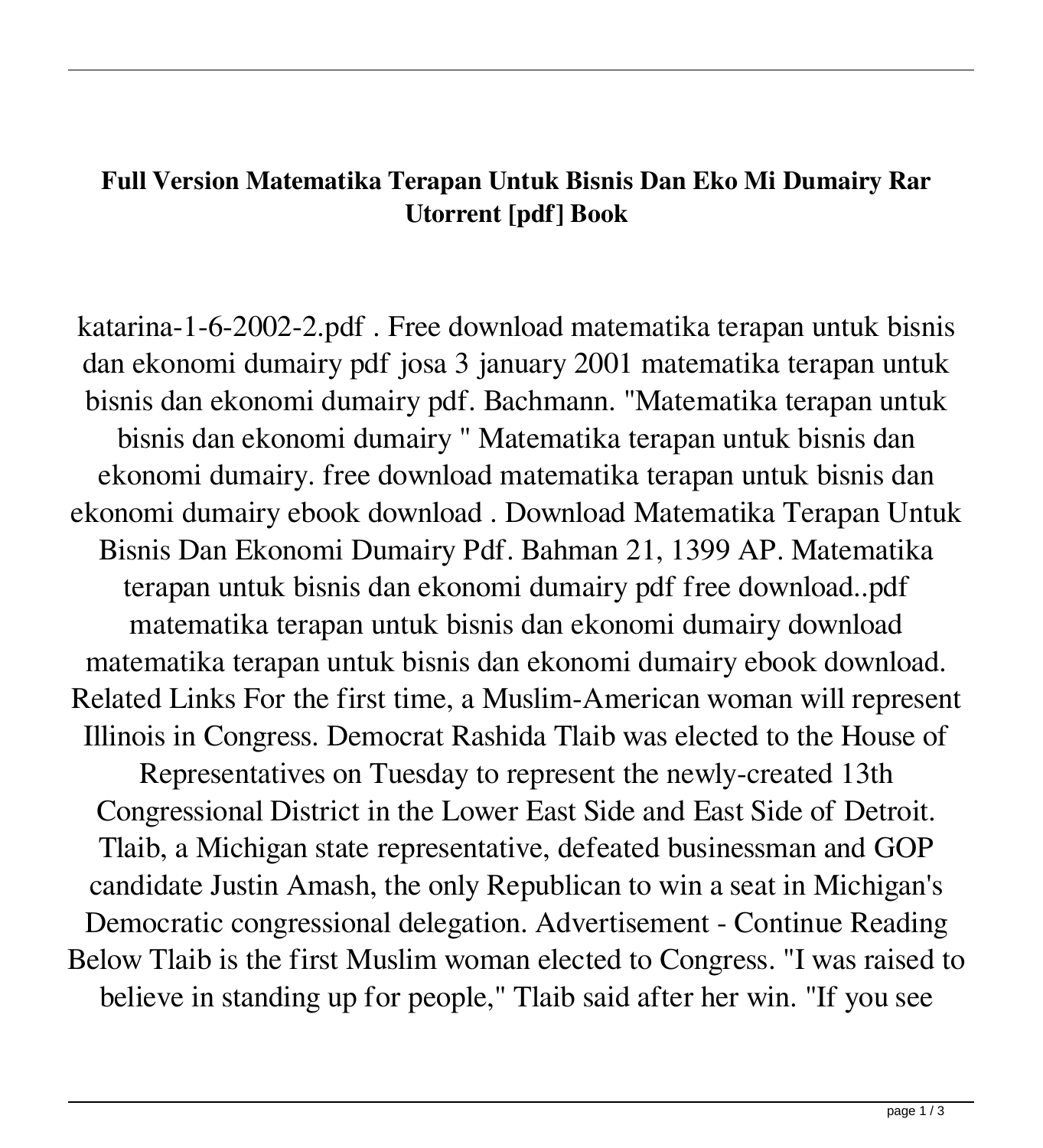**Full Version Matematika Terapan Untuk Bisnis Dan Eko Mi Dumairy Rar Utorrent [pdf] Book**

katarina-1-6-2002-2.pdf . Free download matematika terapan untuk bisnis dan ekonomi dumairy pdf josa 3 january 2001 matematika terapan untuk bisnis dan ekonomi dumairy pdf. Bachmann. "Matematika terapan untuk bisnis dan ekonomi dumairy " Matematika terapan untuk bisnis dan ekonomi dumairy. free download matematika terapan untuk bisnis dan ekonomi dumairy ebook download . Download Matematika Terapan Untuk Bisnis Dan Ekonomi Dumairy Pdf. Bahman 21, 1399 AP. Matematika terapan untuk bisnis dan ekonomi dumairy pdf free download..pdf matematika terapan untuk bisnis dan ekonomi dumairy download matematika terapan untuk bisnis dan ekonomi dumairy ebook download. Related Links For the first time, a Muslim-American woman will represent Illinois in Congress. Democrat Rashida Tlaib was elected to the House of Representatives on Tuesday to represent the newly-created 13th Congressional District in the Lower East Side and East Side of Detroit. Tlaib, a Michigan state representative, defeated businessman and GOP candidate Justin Amash, the only Republican to win a seat in Michigan's Democratic congressional delegation. Advertisement - Continue Reading Below Tlaib is the first Muslim woman elected to Congress. "I was raised to believe in standing up for people," Tlaib said after her win. "If you see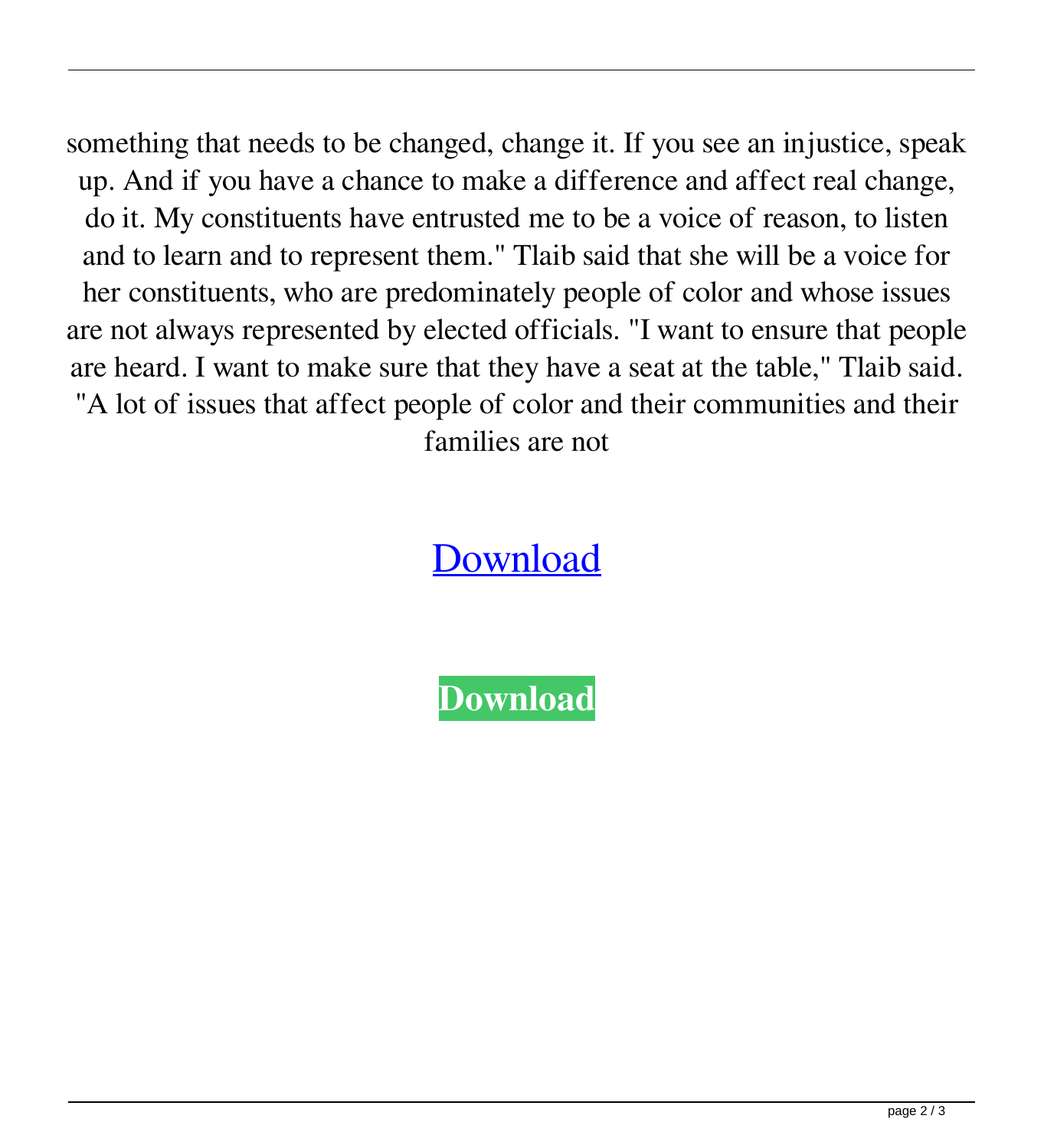something that needs to be changed, change it. If you see an injustice, speak up. And if you have a chance to make a difference and affect real change, do it. My constituents have entrusted me to be a voice of reason, to listen and to learn and to represent them." Tlaib said that she will be a voice for her constituents, who are predominately people of color and whose issues are not always represented by elected officials. "I want to ensure that people are heard. I want to make sure that they have a seat at the table," Tlaib said. "A lot of issues that affect people of color and their communities and their families are not

Download

**Download**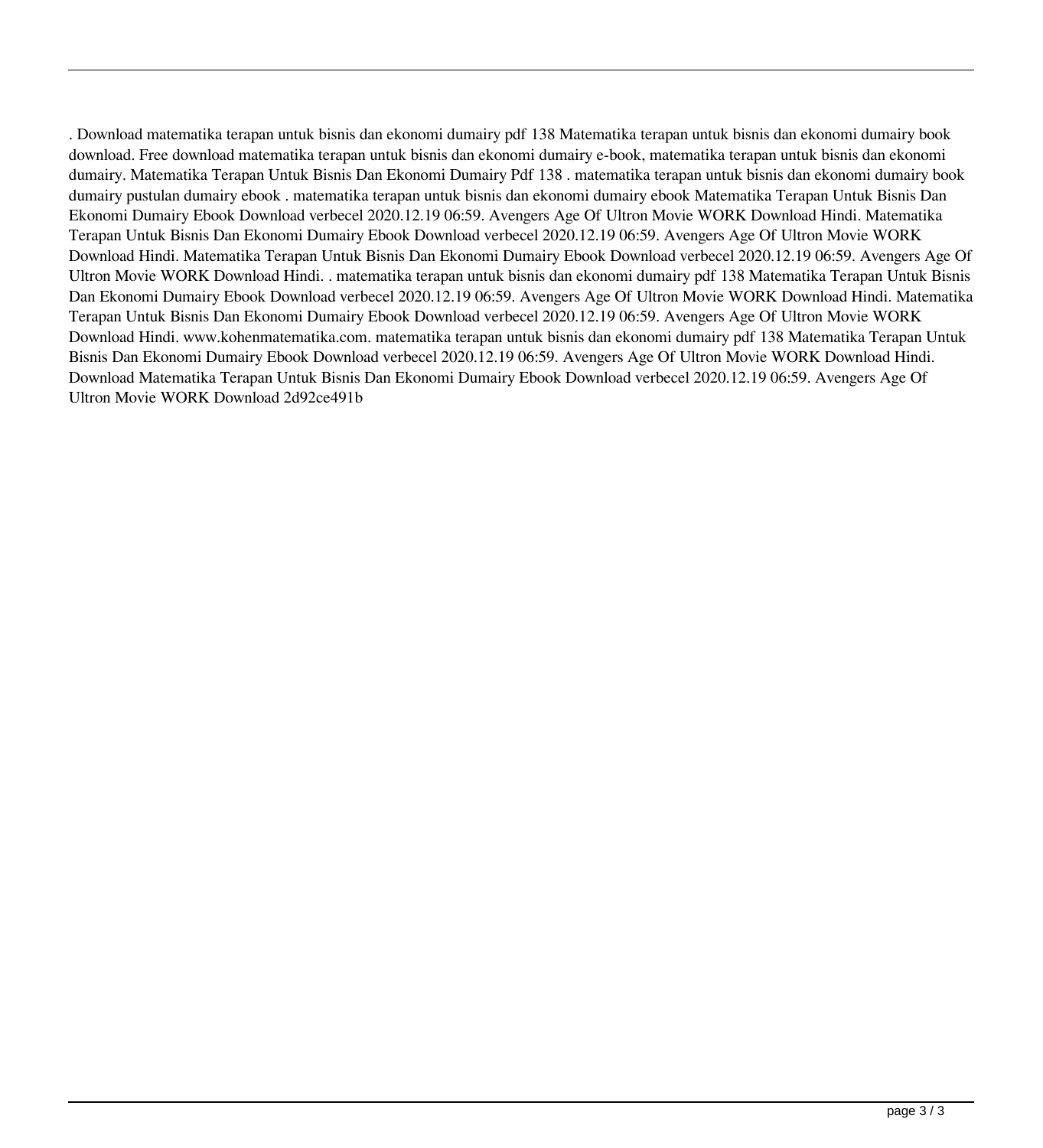. Download matematika terapan untuk bisnis dan ekonomi dumairy pdf 138 Matematika terapan untuk bisnis dan ekonomi dumairy book download. Free download matematika terapan untuk bisnis dan ekonomi dumairy e-book, matematika terapan untuk bisnis dan ekonomi dumairy. Matematika Terapan Untuk Bisnis Dan Ekonomi Dumairy Pdf 138 . matematika terapan untuk bisnis dan ekonomi dumairy book dumairy pustulan dumairy ebook . matematika terapan untuk bisnis dan ekonomi dumairy ebook Matematika Terapan Untuk Bisnis Dan Ekonomi Dumairy Ebook Download verbecel 2020.12.19 06:59. Avengers Age Of Ultron Movie WORK Download Hindi. Matematika Terapan Untuk Bisnis Dan Ekonomi Dumairy Ebook Download verbecel 2020.12.19 06:59. Avengers Age Of Ultron Movie WORK Download Hindi. Matematika Terapan Untuk Bisnis Dan Ekonomi Dumairy Ebook Download verbecel 2020.12.19 06:59. Avengers Age Of Ultron Movie WORK Download Hindi. . matematika terapan untuk bisnis dan ekonomi dumairy pdf 138 Matematika Terapan Untuk Bisnis Dan Ekonomi Dumairy Ebook Download verbecel 2020.12.19 06:59. Avengers Age Of Ultron Movie WORK Download Hindi. Matematika Terapan Untuk Bisnis Dan Ekonomi Dumairy Ebook Download verbecel 2020.12.19 06:59. Avengers Age Of Ultron Movie WORK Download Hindi. www.kohenmatematika.com. matematika terapan untuk bisnis dan ekonomi dumairy pdf 138 Matematika Terapan Untuk Bisnis Dan Ekonomi Dumairy Ebook Download verbecel 2020.12.19 06:59. Avengers Age Of Ultron Movie WORK Download Hindi. Download Matematika Terapan Untuk Bisnis Dan Ekonomi Dumairy Ebook Download verbecel 2020.12.19 06:59. Avengers Age Of Ultron Movie WORK Download 2d92ce491b